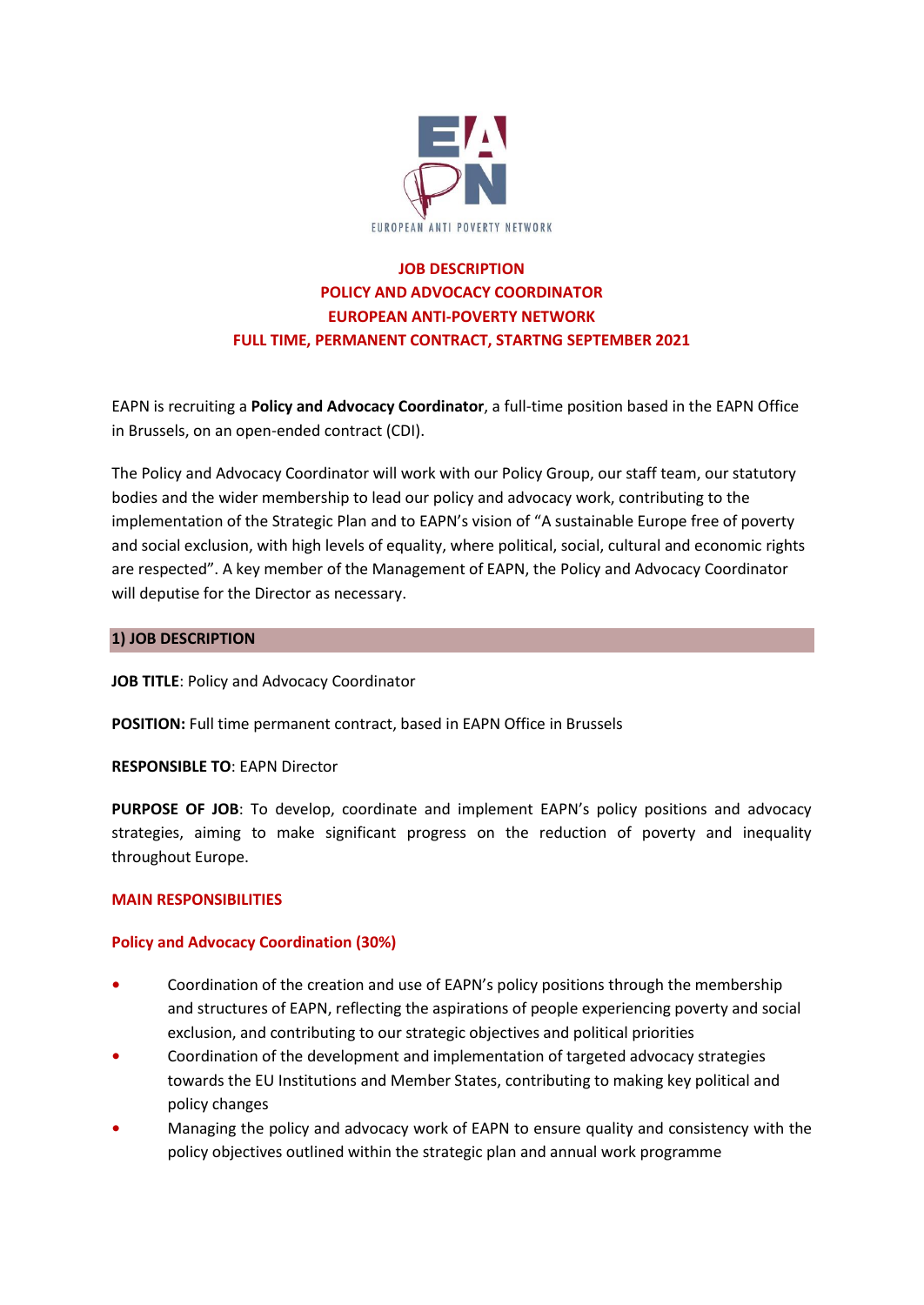EUROPEAN ANTI POVERTY NETWORK

# JOB DESCRIPTION
# POLICY AND ADVOCACY COORDINATOR
# EUROPEAN ANTI-POVERTY NETWORK
# FULL TIME, PERMANENT CONTRACT, STARTNG SEPTEMBER 2021

EAPN is recruiting a **Policy and Advocacy Coordinator**, a full-time position based in the EAPN Office in Brussels, on an open-ended contract (CDI).

The Policy and Advocacy Coordinator will work with our Policy Group, our staff team, our statutory bodies and the wider membership to lead our policy and advocacy work, contributing to the implementation of the Strategic Plan and to EAPN's vision of "A sustainable Europe free of poverty and social exclusion, with high levels of equality, where political, social, cultural and economic rights are respected". A key member of the Management of EAPN, the Policy and Advocacy Coordinator will deputise for the Director as necessary.

## 1) JOB DESCRIPTION

**JOB TITLE**: Policy and Advocacy Coordinator

**POSITION:** Full time permanent contract, based in EAPN Office in Brussels

**RESPONSIBLE TO**: EAPN Director

**PURPOSE OF JOB**: To develop, coordinate and implement EAPN's policy positions and advocacy strategies, aiming to make significant progress on the reduction of poverty and inequality throughout Europe.

### MAIN RESPONSIBILITIES

### Policy and Advocacy Coordination (30%)

- Coordination of the creation and use of EAPN's policy positions through the membership and structures of EAPN, reflecting the aspirations of people experiencing poverty and social exclusion, and contributing to our strategic objectives and political priorities
- Coordination of the development and implementation of targeted advocacy strategies towards the EU Institutions and Member States, contributing to making key political and policy changes
- Managing the policy and advocacy work of EAPN to ensure quality and consistency with the policy objectives outlined within the strategic plan and annual work programme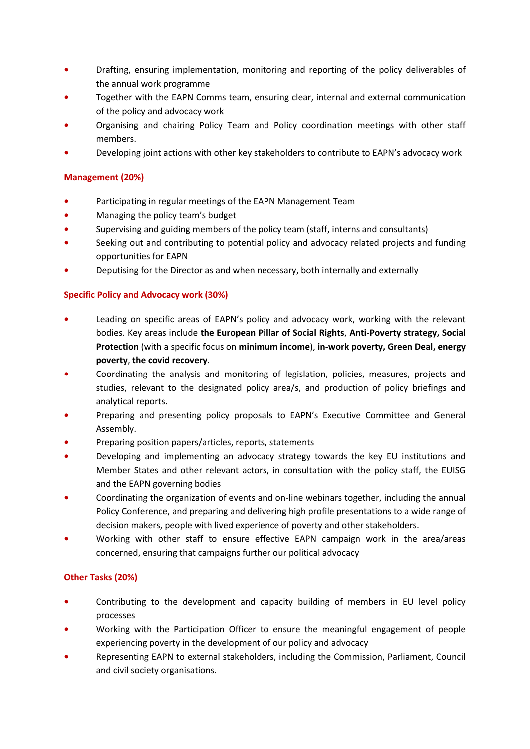- Drafting, ensuring implementation, monitoring and reporting of the policy deliverables of the annual work programme
- Together with the EAPN Comms team, ensuring clear, internal and external communication of the policy and advocacy work
- Organising and chairing Policy Team and Policy coordination meetings with other staff members.
- Developing joint actions with other key stakeholders to contribute to EAPN's advocacy work

### Management (20%)

- Participating in regular meetings of the EAPN Management Team
- Managing the policy team's budget
- Supervising and guiding members of the policy team (staff, interns and consultants)
- Seeking out and contributing to potential policy and advocacy related projects and funding opportunities for EAPN
- Deputising for the Director as and when necessary, both internally and externally

### Specific Policy and Advocacy work (30%)

- Leading on specific areas of EAPN's policy and advocacy work, working with the relevant bodies. Key areas include **the European Pillar of Social Rights**, **Anti-Poverty strategy, Social Protection** (with a specific focus on **minimum income**), **in-work poverty, Green Deal, energy poverty**, **the covid recovery**.
- Coordinating the analysis and monitoring of legislation, policies, measures, projects and studies, relevant to the designated policy area/s, and production of policy briefings and analytical reports.
- Preparing and presenting policy proposals to EAPN's Executive Committee and General Assembly.
- Preparing position papers/articles, reports, statements
- Developing and implementing an advocacy strategy towards the key EU institutions and Member States and other relevant actors, in consultation with the policy staff, the EUISG and the EAPN governing bodies
- Coordinating the organization of events and on-line webinars together, including the annual Policy Conference, and preparing and delivering high profile presentations to a wide range of decision makers, people with lived experience of poverty and other stakeholders.
- Working with other staff to ensure effective EAPN campaign work in the area/areas concerned, ensuring that campaigns further our political advocacy

### Other Tasks (20%)

- Contributing to the development and capacity building of members in EU level policy processes
- Working with the Participation Officer to ensure the meaningful engagement of people experiencing poverty in the development of our policy and advocacy
- Representing EAPN to external stakeholders, including the Commission, Parliament, Council and civil society organisations.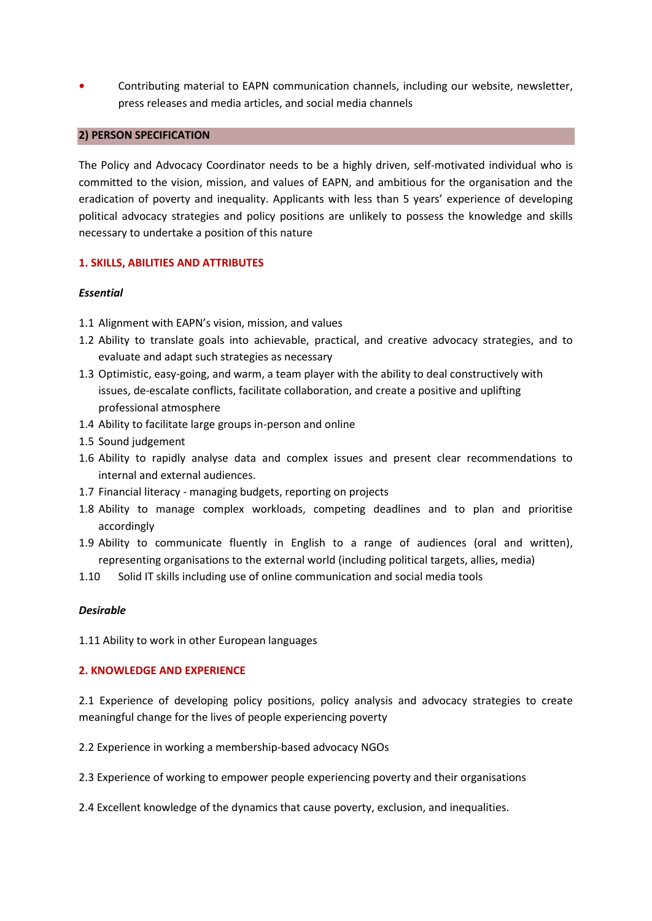- Contributing material to EAPN communication channels, including our website, newsletter, press releases and media articles, and social media channels

## 2) PERSON SPECIFICATION

The Policy and Advocacy Coordinator needs to be a highly driven, self-motivated individual who is committed to the vision, mission, and values of EAPN, and ambitious for the organisation and the eradication of poverty and inequality. Applicants with less than 5 years' experience of developing political advocacy strategies and policy positions are unlikely to possess the knowledge and skills necessary to undertake a position of this nature

### 1. SKILLS, ABILITIES AND ATTRIBUTES

***Essential***

1.1 Alignment with EAPN's vision, mission, and values

1.2 Ability to translate goals into achievable, practical, and creative advocacy strategies, and to evaluate and adapt such strategies as necessary

1.3 Optimistic, easy-going, and warm, a team player with the ability to deal constructively with issues, de-escalate conflicts, facilitate collaboration, and create a positive and uplifting professional atmosphere

1.4 Ability to facilitate large groups in-person and online

1.5 Sound judgement

1.6 Ability to rapidly analyse data and complex issues and present clear recommendations to internal and external audiences.

1.7 Financial literacy - managing budgets, reporting on projects

1.8 Ability to manage complex workloads, competing deadlines and to plan and prioritise accordingly

1.9 Ability to communicate fluently in English to a range of audiences (oral and written), representing organisations to the external world (including political targets, allies, media)

1.10 Solid IT skills including use of online communication and social media tools

***Desirable***

1.11 Ability to work in other European languages

### 2. KNOWLEDGE AND EXPERIENCE

2.1 Experience of developing policy positions, policy analysis and advocacy strategies to create meaningful change for the lives of people experiencing poverty

2.2 Experience in working a membership-based advocacy NGOs

2.3 Experience of working to empower people experiencing poverty and their organisations

2.4 Excellent knowledge of the dynamics that cause poverty, exclusion, and inequalities.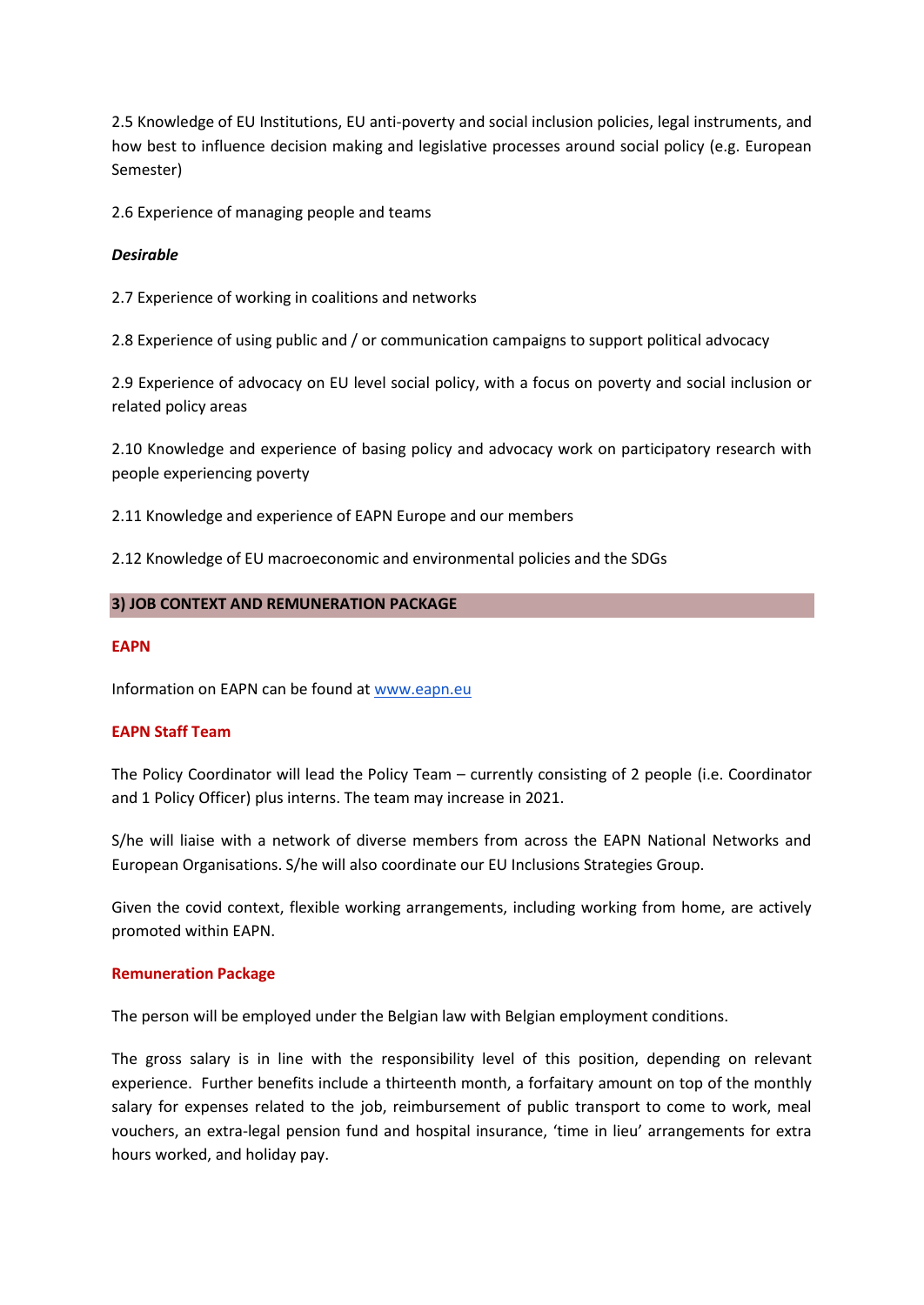2.5 Knowledge of EU Institutions, EU anti-poverty and social inclusion policies, legal instruments, and how best to influence decision making and legislative processes around social policy (e.g. European Semester)

2.6 Experience of managing people and teams

***Desirable***

2.7 Experience of working in coalitions and networks

2.8 Experience of using public and / or communication campaigns to support political advocacy

2.9 Experience of advocacy on EU level social policy, with a focus on poverty and social inclusion or related policy areas

2.10 Knowledge and experience of basing policy and advocacy work on participatory research with people experiencing poverty

2.11 Knowledge and experience of EAPN Europe and our members

2.12 Knowledge of EU macroeconomic and environmental policies and the SDGs

## 3) JOB CONTEXT AND REMUNERATION PACKAGE

### EAPN

Information on EAPN can be found at [www.eapn.eu](http://www.eapn.eu)

### EAPN Staff Team

The Policy Coordinator will lead the Policy Team – currently consisting of 2 people (i.e. Coordinator and 1 Policy Officer) plus interns. The team may increase in 2021.

S/he will liaise with a network of diverse members from across the EAPN National Networks and European Organisations. S/he will also coordinate our EU Inclusions Strategies Group.

Given the covid context, flexible working arrangements, including working from home, are actively promoted within EAPN.

### Remuneration Package

The person will be employed under the Belgian law with Belgian employment conditions.

The gross salary is in line with the responsibility level of this position, depending on relevant experience. Further benefits include a thirteenth month, a forfaitary amount on top of the monthly salary for expenses related to the job, reimbursement of public transport to come to work, meal vouchers, an extra-legal pension fund and hospital insurance, 'time in lieu' arrangements for extra hours worked, and holiday pay.